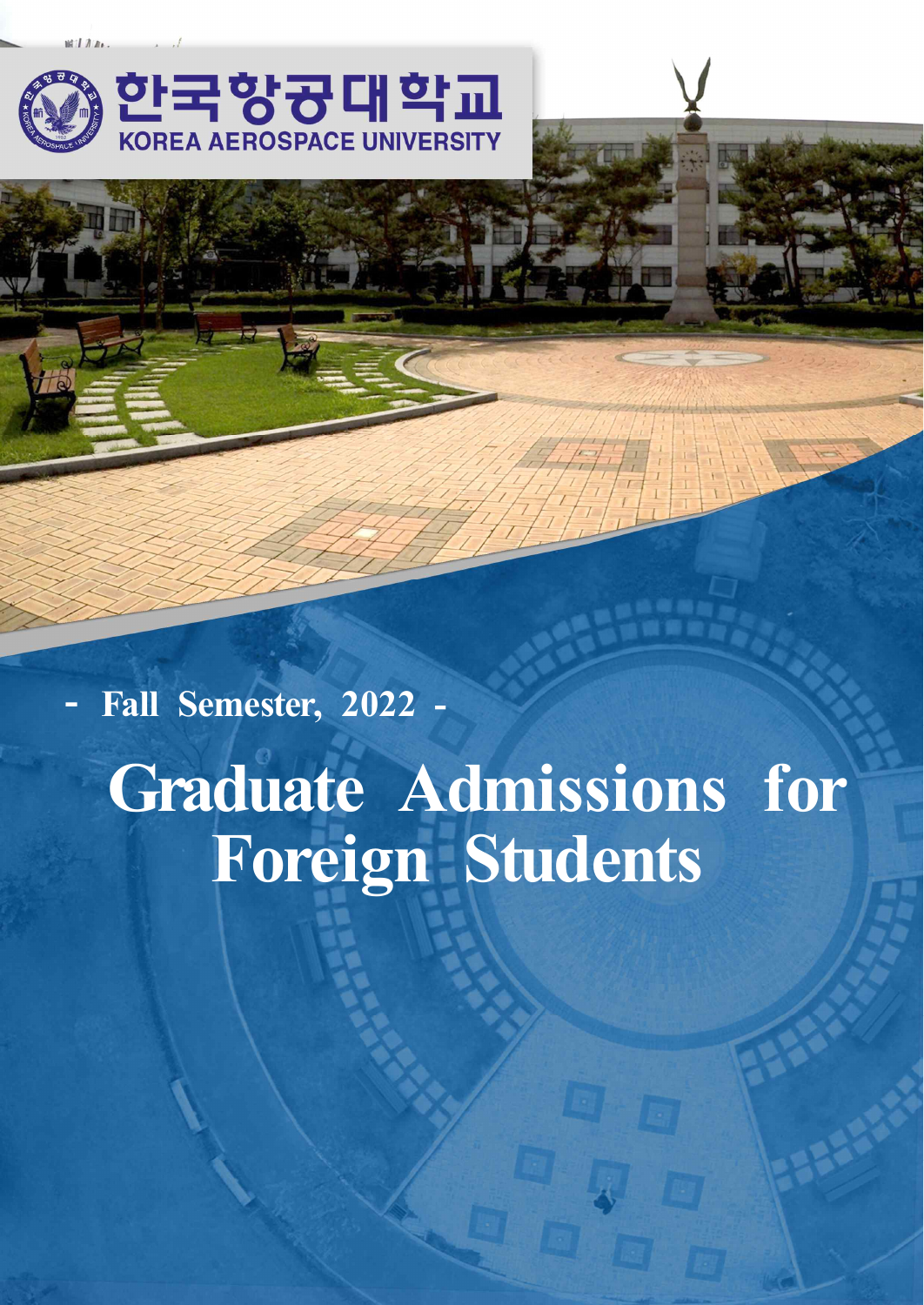한국항공대학교
KOREA AEROSPACE UNIVERSITY

- Fall Semester, 2022 -

# Graduate Admissions for Foreign Students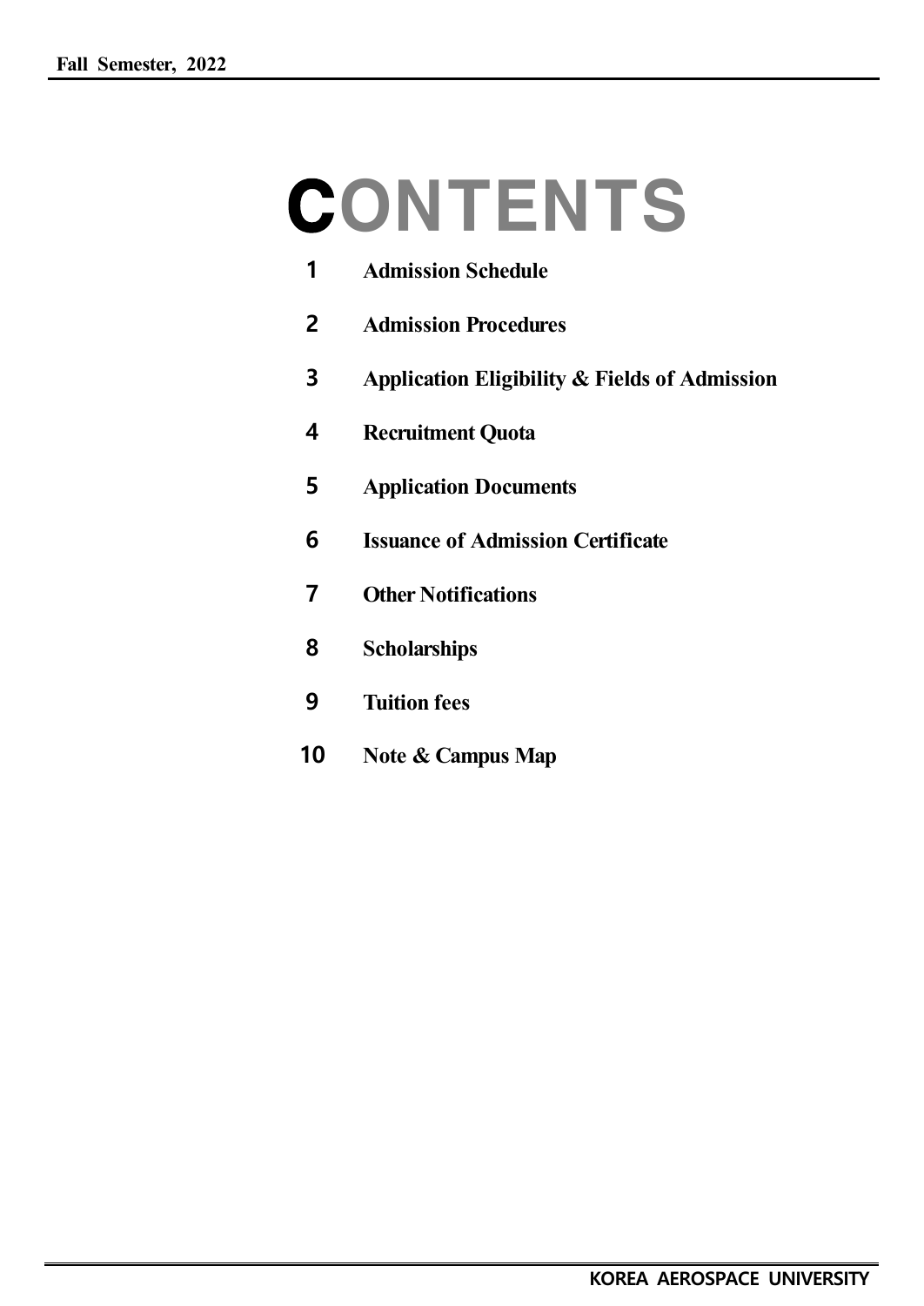# CONTENTS

1. **Admission Schedule**
2. **Admission Procedures**
3. **Application Eligibility & Fields of Admission**
4. **Recruitment Quota**
5. **Application Documents**
6. **Issuance of Admission Certificate**
7. **Other Notifications**
8. **Scholarships**
9. **Tuition fees**
10. **Note & Campus Map**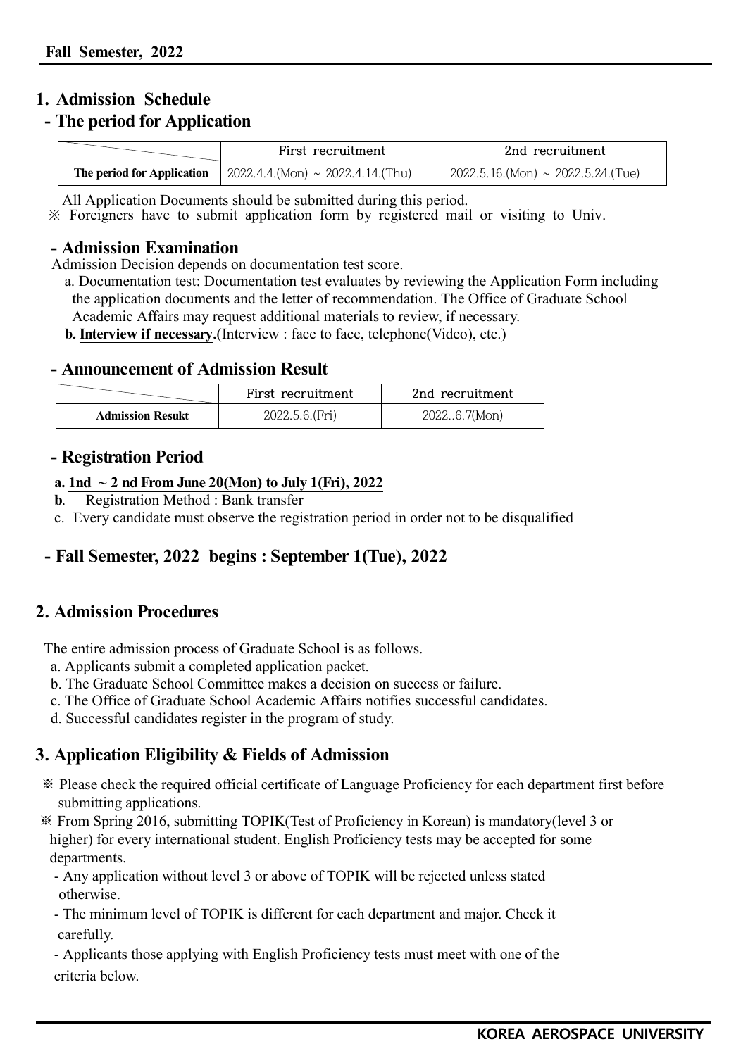**Fall Semester, 2022**

## 1. Admission Schedule

### - The period for Application

| | First recruitment | 2nd recruitment |
|---|---|---|
| **The period for Application** | 2022.4.4.(Mon) ~ 2022.4.14.(Thu) | 2022.5.16.(Mon) ~ 2022.5.24.(Tue) |

All Application Documents should be submitted during this period.

※ Foreigners have to submit application form by registered mail or visiting to Univ.

### - Admission Examination

Admission Decision depends on documentation test score.

a. Documentation test: Documentation test evaluates by reviewing the Application Form including the application documents and the letter of recommendation. The Office of Graduate School Academic Affairs may request additional materials to review, if necessary.

**b. Interview if necessary.**(Interview : face to face, telephone(Video), etc.)

### - Announcement of Admission Result

| | First recruitment | 2nd recruitment |
|---|---|---|
| **Admission Resukt** | 2022.5.6.(Fri) | 2022..6.7(Mon) |

### - Registration Period

**a. 1nd ~ 2 nd From June 20(Mon) to July 1(Fri), 2022**

**b**. Registration Method : Bank transfer

c. Every candidate must observe the registration period in order not to be disqualified

### - Fall Semester, 2022 begins : September 1(Tue), 2022

## 2. Admission Procedures

The entire admission process of Graduate School is as follows.

a. Applicants submit a completed application packet.

b. The Graduate School Committee makes a decision on success or failure.

c. The Office of Graduate School Academic Affairs notifies successful candidates.

d. Successful candidates register in the program of study.

## 3. Application Eligibility & Fields of Admission

※ Please check the required official certificate of Language Proficiency for each department first before submitting applications.

※ From Spring 2016, submitting TOPIK(Test of Proficiency in Korean) is mandatory(level 3 or higher) for every international student. English Proficiency tests may be accepted for some departments.

- Any application without level 3 or above of TOPIK will be rejected unless stated otherwise.
- The minimum level of TOPIK is different for each department and major. Check it carefully.
- Applicants those applying with English Proficiency tests must meet with one of the criteria below.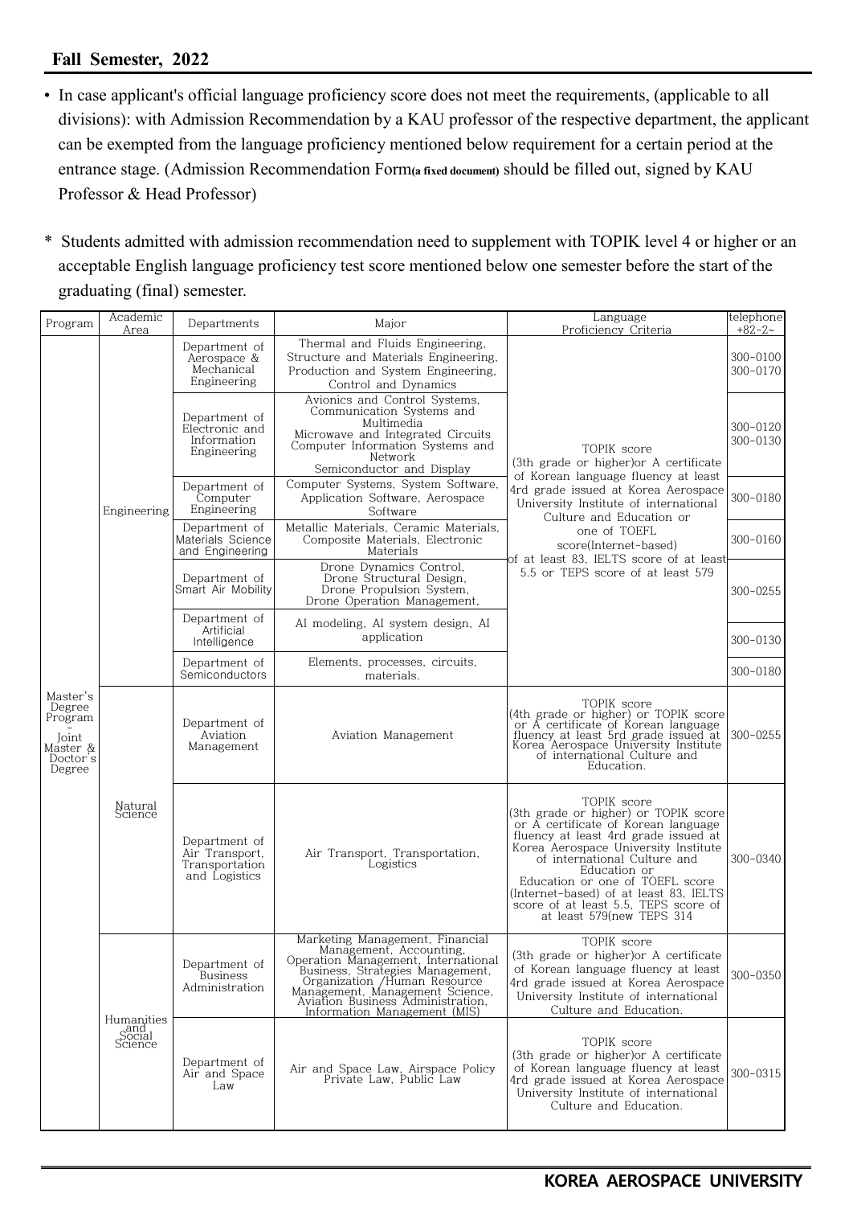**Fall Semester, 2022**

- In case applicant's official language proficiency score does not meet the requirements, (applicable to all divisions): with Admission Recommendation by a KAU professor of the respective department, the applicant can be exempted from the language proficiency mentioned below requirement for a certain period at the entrance stage. (Admission Recommendation Form**(a fixed document)** should be filled out, signed by KAU Professor & Head Professor)

\* Students admitted with admission recommendation need to supplement with TOPIK level 4 or higher or an acceptable English language proficiency test score mentioned below one semester before the start of the graduating (final) semester.

| Program | Academic Area | Departments | Major | Language Proficiency Criteria | telephone +82-2~ |
|---|---|---|---|---|---|
| Master's Degree Program - Joint Master & Doctor's Degree | Engineering | Department of Aerospace & Mechanical Engineering | Thermal and Fluids Engineering, Structure and Materials Engineering, Production and System Engineering, Control and Dynamics | TOPIK score (3th grade or higher)or A certificate of Korean language fluency at least 4rd grade issued at Korea Aerospace University Institute of international Culture and Education or one of TOEFL score(Internet-based) of at least 83, IELTS score of at least 5.5 or TEPS score of at least 579 | 300-0100 300-0170 |
| | | Department of Electronic and Information Engineering | Avionics and Control Systems, Communication Systems and Multimedia Microwave and Integrated Circuits Computer Information Systems and Network Semiconductor and Display | | 300-0120 300-0130 |
| | | Department of Computer Engineering | Computer Systems, System Software, Application Software, Aerospace Software | | 300-0180 |
| | | Department of Materials Science and Engineering | Metallic Materials, Ceramic Materials, Composite Materials, Electronic Materials | | 300-0160 |
| | | Department of Smart Air Mobility | Drone Dynamics Control, Drone Structural Design, Drone Propulsion System, Drone Operation Management, | | 300-0255 |
| | | Department of Artificial Intelligence | AI modeling, AI system design, AI application | | 300-0130 |
| | | Department of Semiconductors | Elements, processes, circuits, materials. | | 300-0180 |
| | Natural Science | Department of Aviation Management | Aviation Management | TOPIK score (4th grade or higher) or TOPIK score or A certificate of Korean language fluency at least 5rd grade issued at Korea Aerospace University Institute of international Culture and Education. | 300-0255 |
| | | Department of Air Transport, Transportation and Logistics | Air Transport, Transportation, Logistics | TOPIK score (3th grade or higher) or TOPIK score or A certificate of Korean language fluency at least 4rd grade issued at Korea Aerospace University Institute of international Culture and Education or Education or one of TOEFL score (Internet-based) of at least 83, IELTS score of at least 5.5, TEPS score of at least 579(new TEPS 314 | 300-0340 |
| | Humanities and Social Science | Department of Business Administration | Marketing Management, Financial Management, Accounting, Operation Management, International Business, Strategies Management, Organization /Human Resource Management, Management Science, Aviation Business Administration, Information Management (MIS) | TOPIK score (3th grade or higher)or A certificate of Korean language fluency at least 4rd grade issued at Korea Aerospace University Institute of international Culture and Education. | 300-0350 |
| | | Department of Air and Space Law | Air and Space Law, Airspace Policy Private Law, Public Law | TOPIK score (3th grade or higher)or A certificate of Korean language fluency at least 4rd grade issued at Korea Aerospace University Institute of international Culture and Education. | 300-0315 |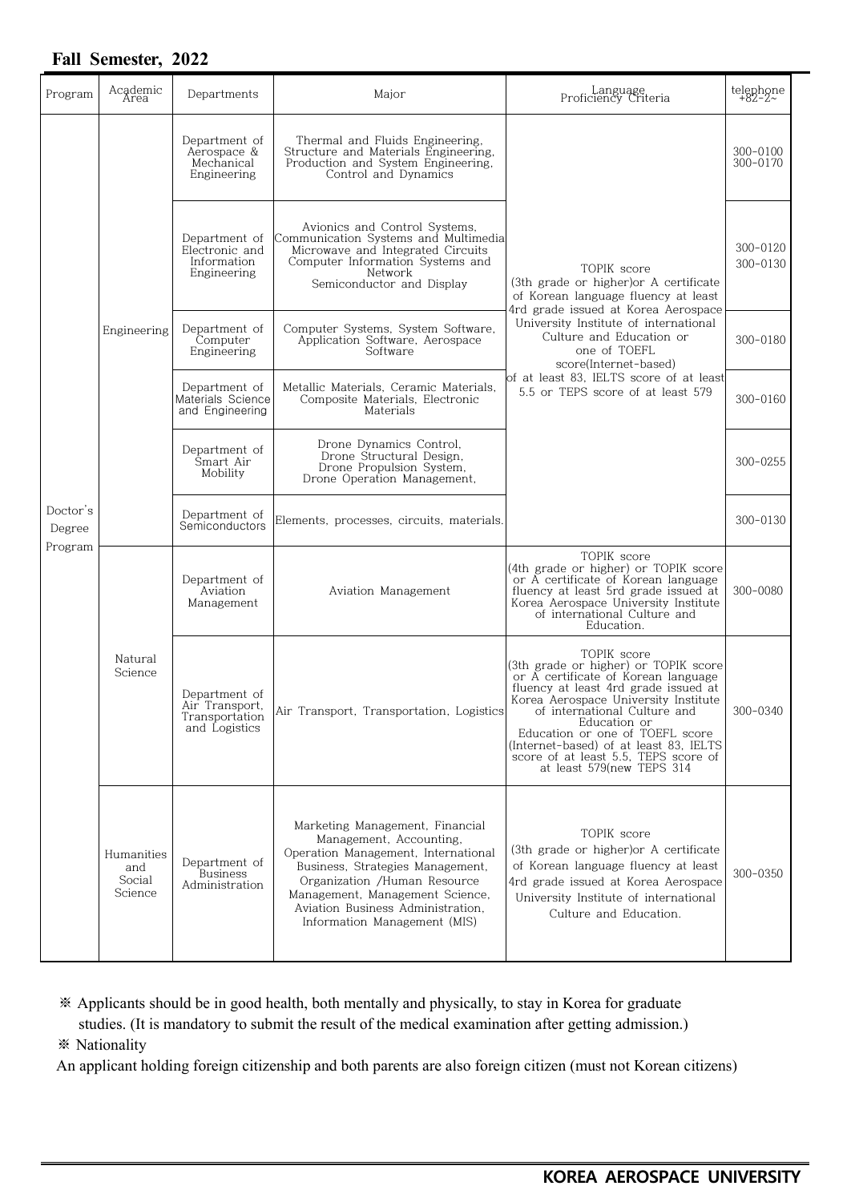## Fall Semester, 2022

| Program | Academic Area | Departments | Major | Language Proficiency Criteria | telephone +82-2~ |
|---|---|---|---|---|---|
| Doctor's Degree Program | Engineering | Department of Aerospace & Mechanical Engineering | Thermal and Fluids Engineering, Structure and Materials Engineering, Production and System Engineering, Control and Dynamics | TOPIK score (3th grade or higher)or A certificate of Korean language fluency at least 4rd grade issued at Korea Aerospace University Institute of international Culture and Education or one of TOEFL score(Internet-based) of at least 83, IELTS score of at least 5.5 or TEPS score of at least 579 | 300-0100 300-0170 |
| | | Department of Electronic and Information Engineering | Avionics and Control Systems, Communication Systems and Multimedia Microwave and Integrated Circuits Computer Information Systems and Network Semiconductor and Display | | 300-0120 300-0130 |
| | | Department of Computer Engineering | Computer Systems, System Software, Application Software, Aerospace Software | | 300-0180 |
| | | Department of Materials Science and Engineering | Metallic Materials, Ceramic Materials, Composite Materials, Electronic Materials | | 300-0160 |
| | | Department of Smart Air Mobility | Drone Dynamics Control, Drone Structural Design, Drone Propulsion System, Drone Operation Management, | | 300-0255 |
| | | Department of Semiconductors | Elements, processes, circuits, materials. | | 300-0130 |
| | Natural Science | Department of Aviation Management | Aviation Management | TOPIK score (4th grade or higher) or TOPIK score or A certificate of Korean language fluency at least 5rd grade issued at Korea Aerospace University Institute of international Culture and Education. | 300-0080 |
| | | Department of Air Transport, Transportation and Logistics | Air Transport, Transportation, Logistics | TOPIK score (3th grade or higher) or TOPIK score or A certificate of Korean language fluency at least 4rd grade issued at Korea Aerospace University Institute of international Culture and Education or Education or one of TOEFL score (Internet-based) of at least 83, IELTS score of at least 5.5, TEPS score of at least 579(new TEPS 314 | 300-0340 |
| | Humanities and Social Science | Department of Business Administration | Marketing Management, Financial Management, Accounting, Operation Management, International Business, Strategies Management, Organization /Human Resource Management, Management Science, Aviation Business Administration, Information Management (MIS) | TOPIK score (3th grade or higher)or A certificate of Korean language fluency at least 4rd grade issued at Korea Aerospace University Institute of international Culture and Education. | 300-0350 |

※ Applicants should be in good health, both mentally and physically, to stay in Korea for graduate studies. (It is mandatory to submit the result of the medical examination after getting admission.)

※ Nationality

An applicant holding foreign citizenship and both parents are also foreign citizen (must not Korean citizens)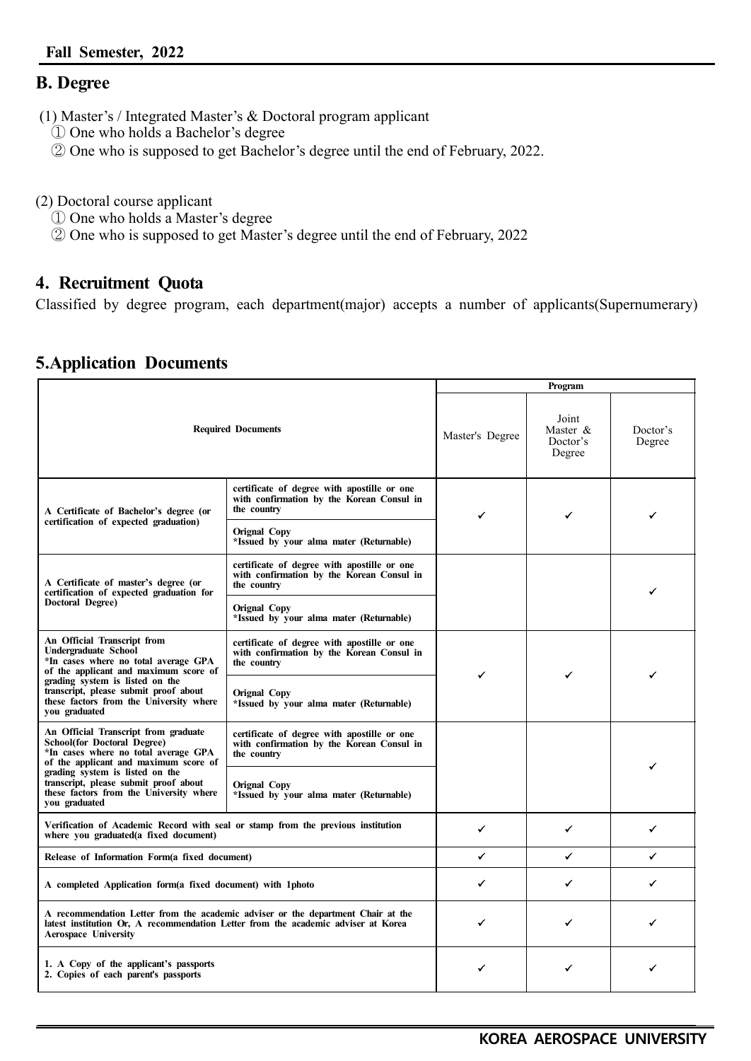## B. Degree

(1) Master's / Integrated Master's & Doctoral program applicant
① One who holds a Bachelor's degree
② One who is supposed to get Bachelor's degree until the end of February, 2022.

(2) Doctoral course applicant
① One who holds a Master's degree
② One who is supposed to get Master's degree until the end of February, 2022

## 4. Recruitment Quota

Classified by degree program, each department(major) accepts a number of applicants(Supernumerary)

## 5.Application Documents

| Required Documents | | Program | | |
|---|---|---|---|---|
| | | Master's Degree | Joint Master & Doctor's Degree | Doctor's Degree |
| A Certificate of Bachelor's degree (or certification of expected graduation) | certificate of degree with apostille or one with confirmation by the Korean Consul in the country | ✓ | ✓ | ✓ |
| | Orignal Copy *Issued by your alma mater (Returnable) | | | |
| A Certificate of master's degree (or certification of expected graduation for Doctoral Degree) | certificate of degree with apostille or one with confirmation by the Korean Consul in the country | | | ✓ |
| | Orignal Copy *Issued by your alma mater (Returnable) | | | |
| An Official Transcript from Undergraduate School *In cases where no total average GPA of the applicant and maximum score of grading system is listed on the transcript, please submit proof about these factors from the University where you graduated | certificate of degree with apostille or one with confirmation by the Korean Consul in the country | ✓ | ✓ | ✓ |
| | Orignal Copy *Issued by your alma mater (Returnable) | | | |
| An Official Transcript from graduate School(for Doctoral Degree) *In cases where no total average GPA of the applicant and maximum score of grading system is listed on the transcript, please submit proof about these factors from the University where you graduated | certificate of degree with apostille or one with confirmation by the Korean Consul in the country | | | ✓ |
| | Orignal Copy *Issued by your alma mater (Returnable) | | | |
| Verification of Academic Record with seal or stamp from the previous institution where you graduated(a fixed document) | | ✓ | ✓ | ✓ |
| Release of Information Form(a fixed document) | | ✓ | ✓ | ✓ |
| A completed Application form(a fixed document) with 1photo | | ✓ | ✓ | ✓ |
| A recommendation Letter from the academic adviser or the department Chair at the latest institution Or, A recommendation Letter from the academic adviser at Korea Aerospace University | | ✓ | ✓ | ✓ |
| 1. A Copy of the applicant's passports 2. Copies of each parent's passports | | ✓ | ✓ | ✓ |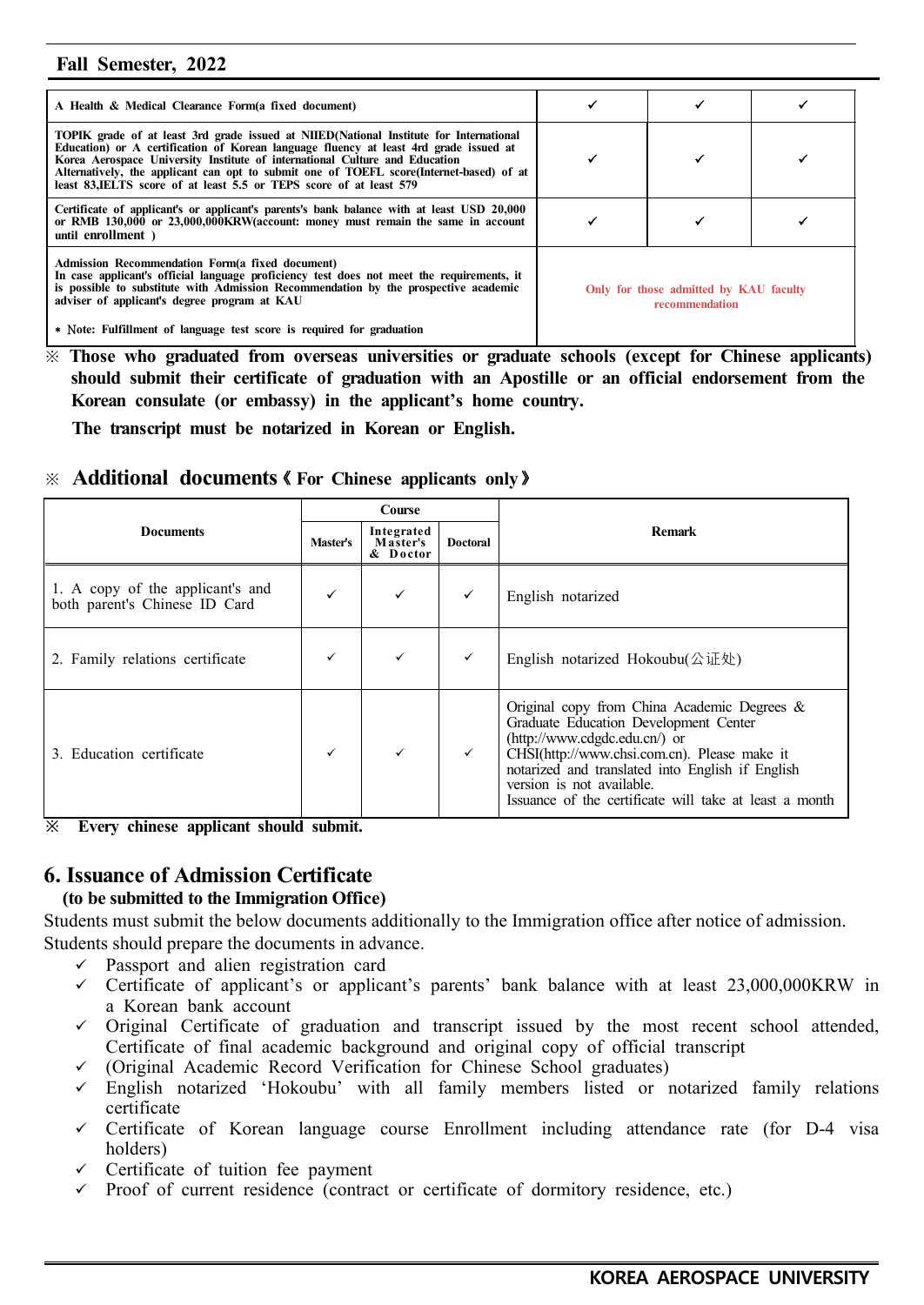**Fall Semester, 2022**

| | | | |
|---|---|---|---|
| A Health & Medical Clearance Form(a fixed document) | ✓ | ✓ | ✓ |
| TOPIK grade of at least 3rd grade issued at NIIED(National Institute for International Education) or A certification of Korean language fluency at least 4rd grade issued at Korea Aerospace University Institute of international Culture and Education Alternatively, the applicant can opt to submit one of TOEFL score(Internet-based) of at least 83,IELTS score of at least 5.5 or TEPS score of at least 579 | ✓ | ✓ | ✓ |
| Certificate of applicant's or applicant's parents's bank balance with at least USD 20,000 or RMB 130,000 or 23,000,000KRW(account: money must remain the same in account until enrollment ) | ✓ | ✓ | ✓ |
| Admission Recommendation Form(a fixed document) In case applicant's official language proficiency test does not meet the requirements, it is possible to substitute with Admission Recommendation by the prospective academic adviser of applicant's degree program at KAU<br><br>* Note: Fulfillment of language test score is required for graduation | Only for those admitted by KAU faculty recommendation | | |

※ **Those who graduated from overseas universities or graduate schools (except for Chinese applicants) should submit their certificate of graduation with an Apostille or an official endorsement from the Korean consulate (or embassy) in the applicant's home country.**

**The transcript must be notarized in Korean or English.**

※ **Additional documents《For Chinese applicants only》**

| Documents | Course | | | Remark |
|---|---|---|---|---|
| | Master's | Integrated Master's & Doctor | Doctoral | |
| 1. A copy of the applicant's and both parent's Chinese ID Card | ✓ | ✓ | ✓ | English notarized |
| 2. Family relations certificate | ✓ | ✓ | ✓ | English notarized Hokoubu(公证处) |
| 3. Education certificate | ✓ | ✓ | ✓ | Original copy from China Academic Degrees & Graduate Education Development Center (http://www.cdgdc.edu.cn/) or CHSI(http://www.chsi.com.cn). Please make it notarized and translated into English if English version is not available. Issuance of the certificate will take at least a month |

※ **Every chinese applicant should submit.**

## 6. Issuance of Admission Certificate

**(to be submitted to the Immigration Office)**

Students must submit the below documents additionally to the Immigration office after notice of admission. Students should prepare the documents in advance.

- ✓ Passport and alien registration card
- ✓ Certificate of applicant's or applicant's parents' bank balance with at least 23,000,000KRW in a Korean bank account
- ✓ Original Certificate of graduation and transcript issued by the most recent school attended, Certificate of final academic background and original copy of official transcript
- ✓ (Original Academic Record Verification for Chinese School graduates)
- ✓ English notarized 'Hokoubu' with all family members listed or notarized family relations certificate
- ✓ Certificate of Korean language course Enrollment including attendance rate (for D-4 visa holders)
- ✓ Certificate of tuition fee payment
- ✓ Proof of current residence (contract or certificate of dormitory residence, etc.)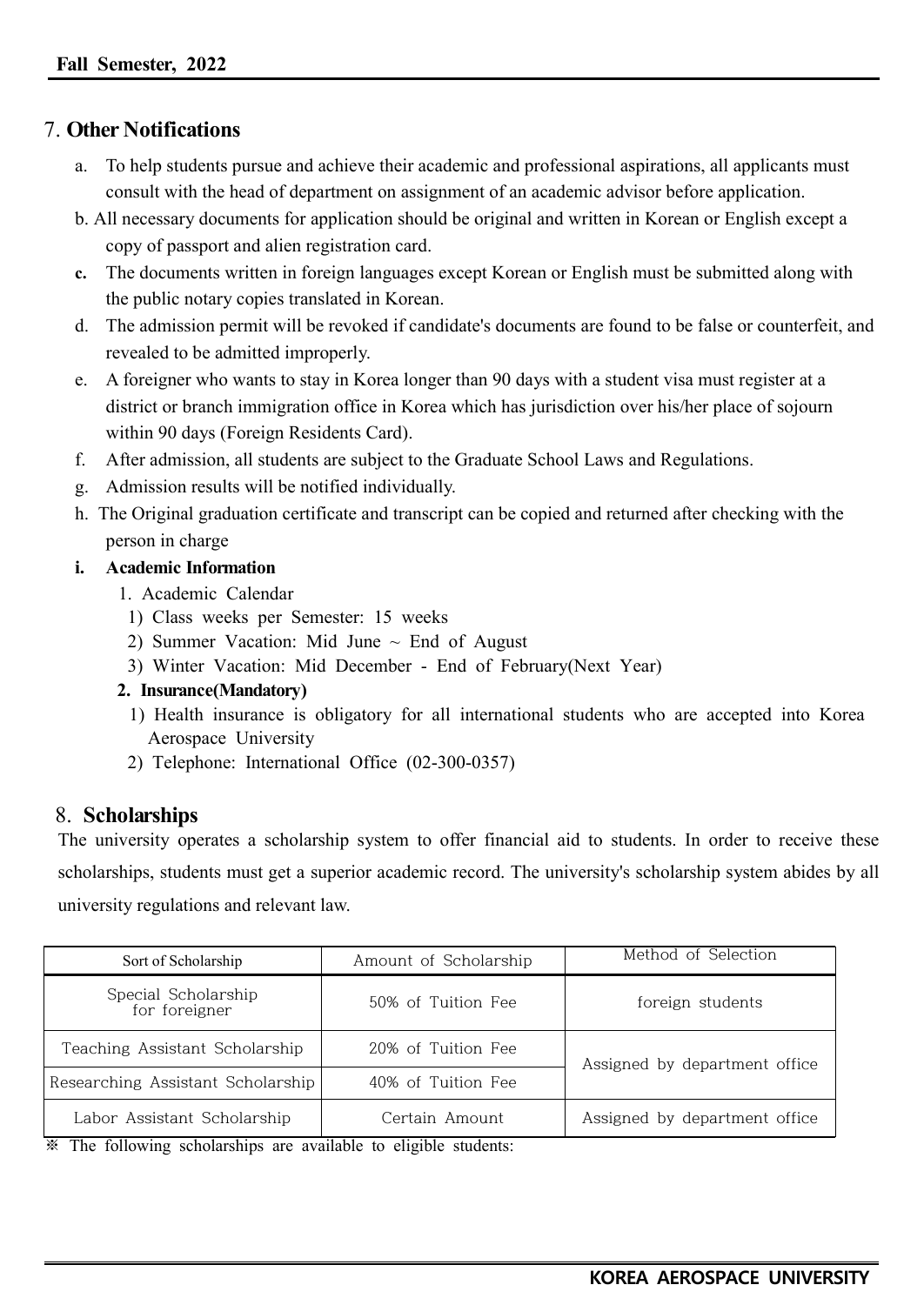## 7. Other Notifications

a. To help students pursue and achieve their academic and professional aspirations, all applicants must consult with the head of department on assignment of an academic advisor before application.

b. All necessary documents for application should be original and written in Korean or English except a copy of passport and alien registration card.

**c.** The documents written in foreign languages except Korean or English must be submitted along with the public notary copies translated in Korean.

d. The admission permit will be revoked if candidate's documents are found to be false or counterfeit, and revealed to be admitted improperly.

e. A foreigner who wants to stay in Korea longer than 90 days with a student visa must register at a district or branch immigration office in Korea which has jurisdiction over his/her place of sojourn within 90 days (Foreign Residents Card).

f. After admission, all students are subject to the Graduate School Laws and Regulations.

g. Admission results will be notified individually.

h. The Original graduation certificate and transcript can be copied and returned after checking with the person in charge

**i. Academic Information**

1. Academic Calendar
   1) Class weeks per Semester: 15 weeks
   2) Summer Vacation: Mid June ~ End of August
   3) Winter Vacation: Mid December - End of February(Next Year)

**2. Insurance(Mandatory)**
   1) Health insurance is obligatory for all international students who are accepted into Korea Aerospace University
   2) Telephone: International Office (02-300-0357)

## 8. Scholarships

The university operates a scholarship system to offer financial aid to students. In order to receive these scholarships, students must get a superior academic record. The university's scholarship system abides by all university regulations and relevant law.

| Sort of Scholarship | Amount of Scholarship | Method of Selection |
|---|---|---|
| Special Scholarship for foreigner | 50% of Tuition Fee | foreign students |
| Teaching Assistant Scholarship | 20% of Tuition Fee | Assigned by department office |
| Researching Assistant Scholarship | 40% of Tuition Fee | |
| Labor Assistant Scholarship | Certain Amount | Assigned by department office |

※ The following scholarships are available to eligible students: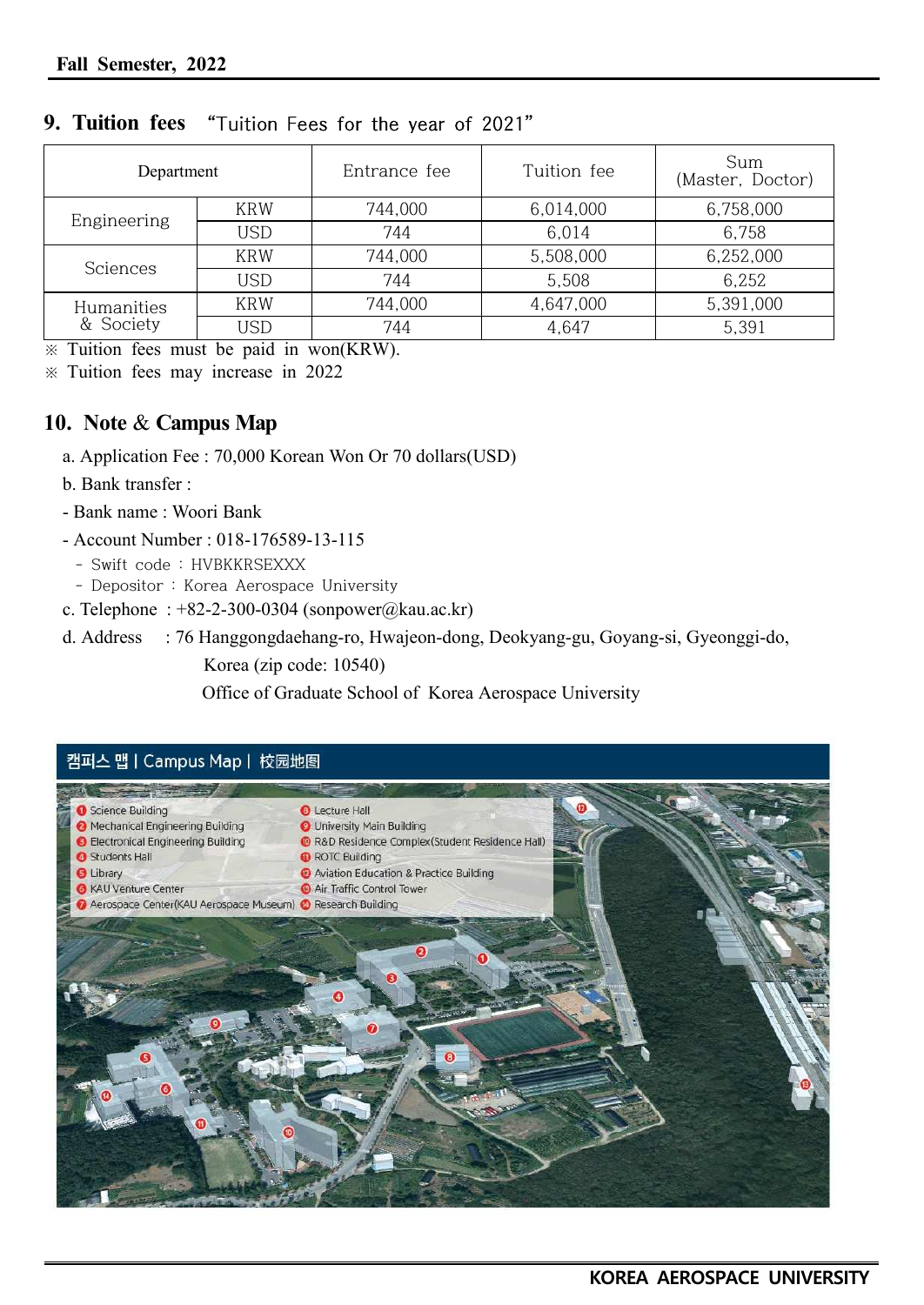## 9. Tuition fees "Tuition Fees for the year of 2021"

| Department | | Entrance fee | Tuition fee | Sum (Master, Doctor) |
|---|---|---|---|---|
| Engineering | KRW | 744,000 | 6,014,000 | 6,758,000 |
| | USD | 744 | 6,014 | 6,758 |
| Sciences | KRW | 744,000 | 5,508,000 | 6,252,000 |
| | USD | 744 | 5,508 | 6,252 |
| Humanities & Society | KRW | 744,000 | 4,647,000 | 5,391,000 |
| | USD | 744 | 4,647 | 5,391 |

※ Tuition fees must be paid in won(KRW).
※ Tuition fees may increase in 2022

## 10. Note & Campus Map

a. Application Fee : 70,000 Korean Won Or 70 dollars(USD)

b. Bank transfer :

- Bank name : Woori Bank
- Account Number : 018-176589-13-115
  - Swift code : HVBKKRSEXXX
  - Depositor : Korea Aerospace University

c. Telephone : +82-2-300-0304 (sonpower@kau.ac.kr)

d. Address : 76 Hanggongdaehang-ro, Hwajeon-dong, Deokyang-gu, Goyang-si, Gyeonggi-do, Korea (zip code: 10540)
Office of Graduate School of Korea Aerospace University

캠퍼스 맵 | Campus Map | 校园地图

1. Science Building
2. Mechanical Engineering Building
3. Electronical Engineering Building
4. Students Hall
5. Library
6. KAU Venture Center
7. Aerospace Center(KAU Aerospace Museum)
8. Lecture Hall
9. University Main Building
10. R&D Residence Complex(Student Residence Hall)
11. ROTC Building
12. Aviation Education & Practice Building
13. Air Traffic Control Tower
14. Research Building